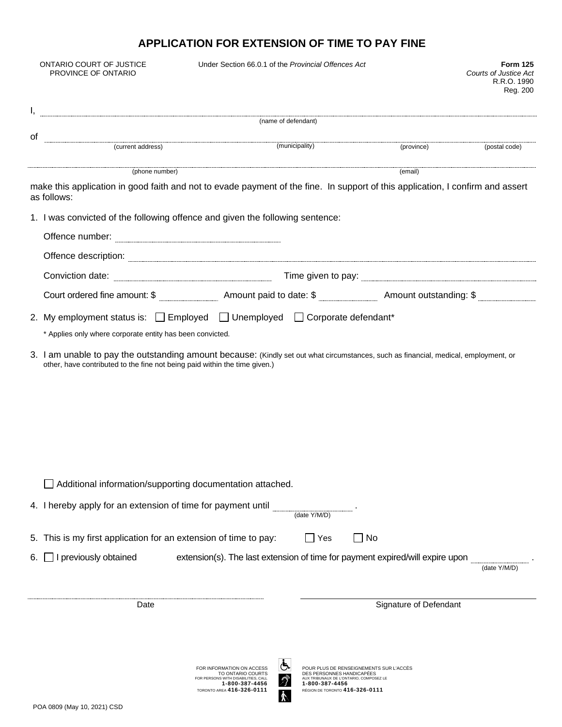# APPLICATION FOR EXTENSION OF TIME TO PAY FINE

ONTARIO COURT OF JUSTICE
PROVINCE OF ONTARIO

Under Section 66.0.1 of the *Provincial Offences Act*

**Form 125**
*Courts of Justice Act*
R.R.O. 1990
Reg. 200

I, ______________________________________________
(name of defendant)

of ______________________________________________
(current address) (municipality) (province) (postal code)

______________________________________________
(phone number) (email)

make this application in good faith and not to evade payment of the fine. In support of this application, I confirm and assert as follows:

1. I was convicted of the following offence and given the following sentence:

   Offence number: ______________________

   Offence description: ______________________________________________

   Conviction date: ______________________ Time given to pay: ______________________

   Court ordered fine amount: $ __________ Amount paid to date: $ __________ Amount outstanding: $ __________

2. My employment status is: ☐ Employed ☐ Unemployed ☐ Corporate defendant*

   \* Applies only where corporate entity has been convicted.

3. I am unable to pay the outstanding amount because: (Kindly set out what circumstances, such as financial, medical, employment, or other, have contributed to the fine not being paid within the time given.)

   ☐ Additional information/supporting documentation attached.

4. I hereby apply for an extension of time for payment until __________ .
   (date Y/M/D)

5. This is my first application for an extension of time to pay: ☐ Yes ☐ No

6. ☐ I previously obtained __________ extension(s). The last extension of time for payment expired/will expire upon __________ .
   (date Y/M/D)

______________________ Date

______________________ Signature of Defendant

FOR INFORMATION ON ACCESS TO ONTARIO COURTS FOR PERSONS WITH DISABILITIES, CALL **1-800-387-4456** TORONTO AREA **416-326-0111**

POUR PLUS DE RENSEIGNEMENTS SUR L'ACCÈS DES PERSONNES HANDICAPÉES AUX TRIBUNAUX DE L'ONTARIO, COMPOSEZ LE **1-800-387-4456** RÉGION DE TORONTO **416-326-0111**

POA 0809 (May 10, 2021) CSD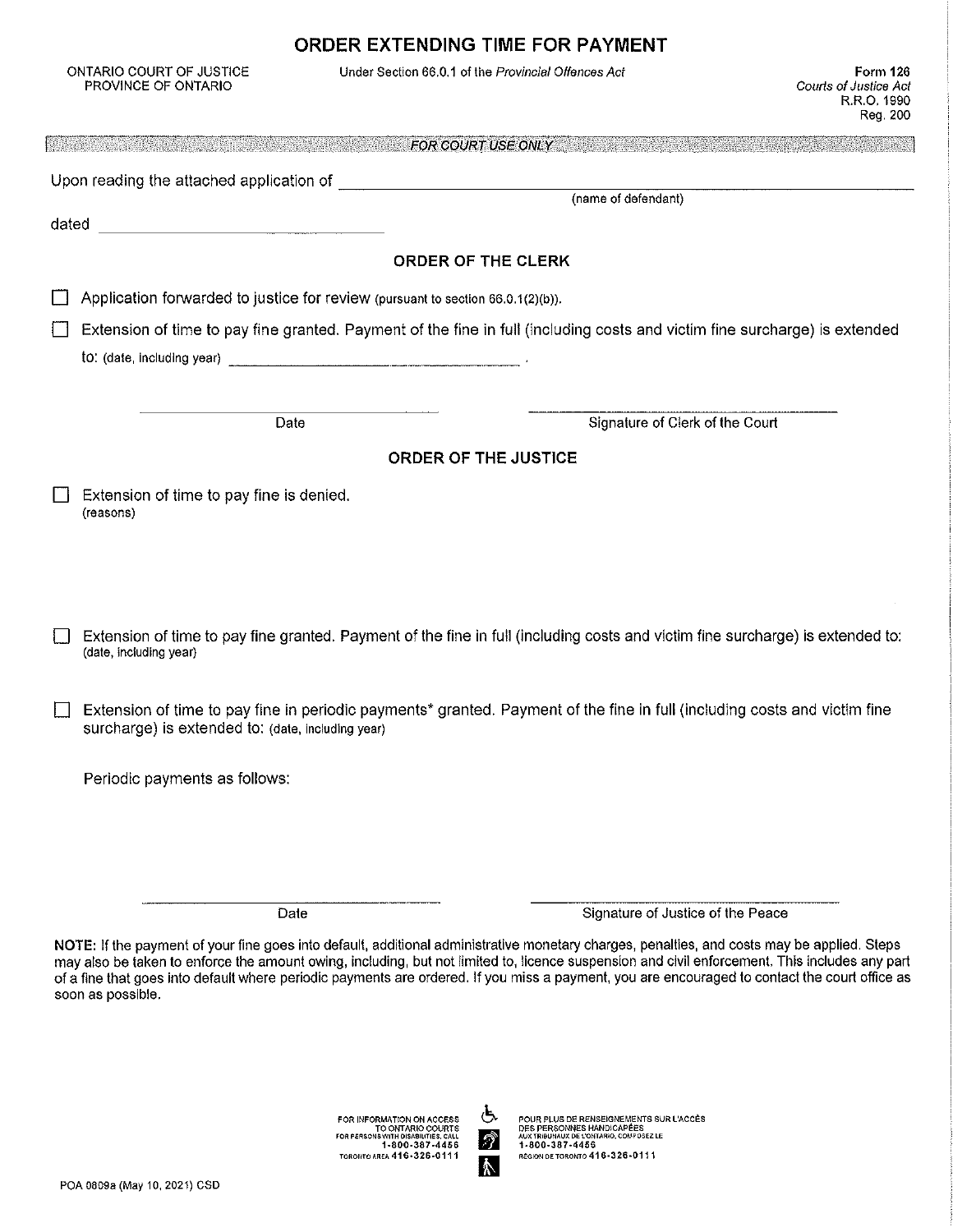# ORDER EXTENDING TIME FOR PAYMENT

ONTARIO COURT OF JUSTICE
PROVINCE OF ONTARIO

Under Section 66.0.1 of the *Provincial Offences Act*

**Form 126**
*Courts of Justice Act*
R.R.O. 1990
Reg. 200

*FOR COURT USE ONLY*

Upon reading the attached application of ______________________________
(name of defendant)

dated ______________________

### ORDER OF THE CLERK

☐ Application forwarded to justice for review (pursuant to section 66.0.1(2)(b)).

☐ Extension of time to pay fine granted. Payment of the fine in full (including costs and victim fine surcharge) is extended to: (date, including year) ______________________ .

______________________ Date

______________________ Signature of Clerk of the Court

### ORDER OF THE JUSTICE

☐ Extension of time to pay fine is denied.
(reasons)

☐ Extension of time to pay fine granted. Payment of the fine in full (including costs and victim fine surcharge) is extended to:
(date, including year)

☐ Extension of time to pay fine in periodic payments* granted. Payment of the fine in full (including costs and victim fine surcharge) is extended to: (date, including year)

Periodic payments as follows:

______________________ Date

______________________ Signature of Justice of the Peace

**NOTE:** If the payment of your fine goes into default, additional administrative monetary charges, penalties, and costs may be applied. Steps may also be taken to enforce the amount owing, including, but not limited to, licence suspension and civil enforcement. This includes any part of a fine that goes into default where periodic payments are ordered. If you miss a payment, you are encouraged to contact the court office as soon as possible.

FOR INFORMATION ON ACCESS TO ONTARIO COURTS FOR PERSONS WITH DISABILITIES, CALL 1-800-387-4456 TORONTO AREA 416-326-0111

POUR PLUS DE RENSEIGNEMENTS SUR L'ACCÈS DES PERSONNES HANDICAPÉES AUX TRIBUNAUX DE L'ONTARIO, COMPOSEZ LE 1-800-387-4456 RÉGION DE TORONTO 416-326-0111

POA 0809a (May 10, 2021) CSD